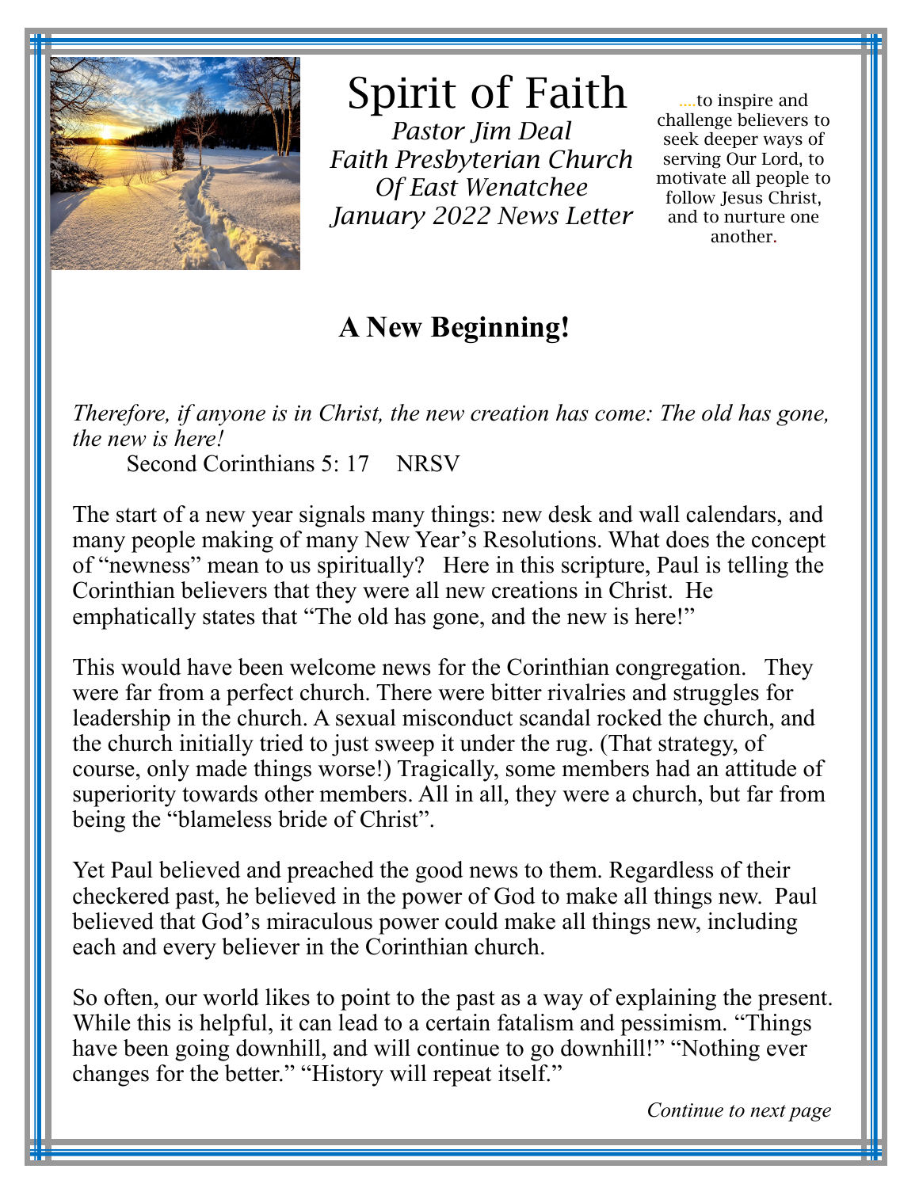# Spirit of Faith

*Pastor Jim Deal*
*Faith Presbyterian Church*
*Of East Wenatchee*
*January 2022 News Letter*

....to inspire and challenge believers to seek deeper ways of serving Our Lord, to motivate all people to follow Jesus Christ, and to nurture one another.

## A New Beginning!

*Therefore, if anyone is in Christ, the new creation has come: The old has gone, the new is here!*
Second Corinthians 5: 17 NRSV

The start of a new year signals many things: new desk and wall calendars, and many people making of many New Year's Resolutions. What does the concept of "newness" mean to us spiritually? Here in this scripture, Paul is telling the Corinthian believers that they were all new creations in Christ. He emphatically states that "The old has gone, and the new is here!"

This would have been welcome news for the Corinthian congregation. They were far from a perfect church. There were bitter rivalries and struggles for leadership in the church. A sexual misconduct scandal rocked the church, and the church initially tried to just sweep it under the rug. (That strategy, of course, only made things worse!) Tragically, some members had an attitude of superiority towards other members. All in all, they were a church, but far from being the "blameless bride of Christ".

Yet Paul believed and preached the good news to them. Regardless of their checkered past, he believed in the power of God to make all things new. Paul believed that God's miraculous power could make all things new, including each and every believer in the Corinthian church.

So often, our world likes to point to the past as a way of explaining the present. While this is helpful, it can lead to a certain fatalism and pessimism. "Things have been going downhill, and will continue to go downhill!" "Nothing ever changes for the better." "History will repeat itself."

*Continue to next page*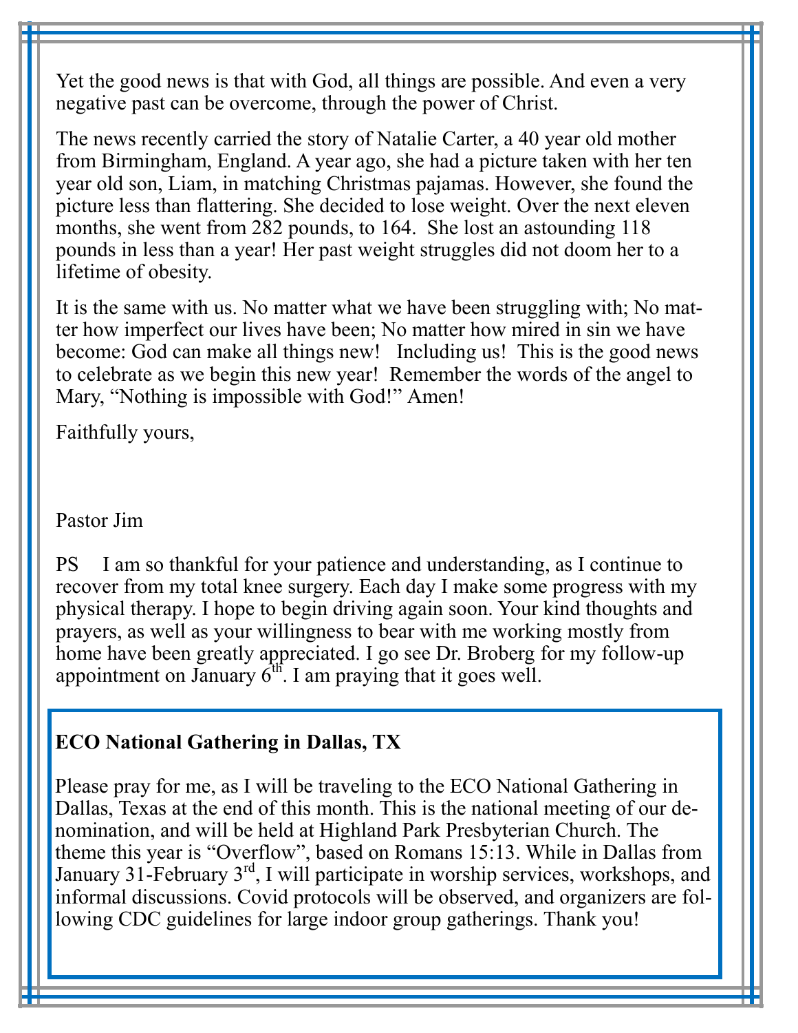Yet the good news is that with God, all things are possible. And even a very negative past can be overcome, through the power of Christ.

The news recently carried the story of Natalie Carter, a 40 year old mother from Birmingham, England. A year ago, she had a picture taken with her ten year old son, Liam, in matching Christmas pajamas. However, she found the picture less than flattering. She decided to lose weight. Over the next eleven months, she went from 282 pounds, to 164. She lost an astounding 118 pounds in less than a year! Her past weight struggles did not doom her to a lifetime of obesity.

It is the same with us. No matter what we have been struggling with; No matter how imperfect our lives have been; No matter how mired in sin we have become: God can make all things new! Including us! This is the good news to celebrate as we begin this new year! Remember the words of the angel to Mary, "Nothing is impossible with God!" Amen!

Faithfully yours,

Pastor Jim

PS I am so thankful for your patience and understanding, as I continue to recover from my total knee surgery. Each day I make some progress with my physical therapy. I hope to begin driving again soon. Your kind thoughts and prayers, as well as your willingness to bear with me working mostly from home have been greatly appreciated. I go see Dr. Broberg for my follow-up appointment on January 6th. I am praying that it goes well.

**ECO National Gathering in Dallas, TX**

Please pray for me, as I will be traveling to the ECO National Gathering in Dallas, Texas at the end of this month. This is the national meeting of our denomination, and will be held at Highland Park Presbyterian Church. The theme this year is "Overflow", based on Romans 15:13. While in Dallas from January 31-February 3rd, I will participate in worship services, workshops, and informal discussions. Covid protocols will be observed, and organizers are following CDC guidelines for large indoor group gatherings. Thank you!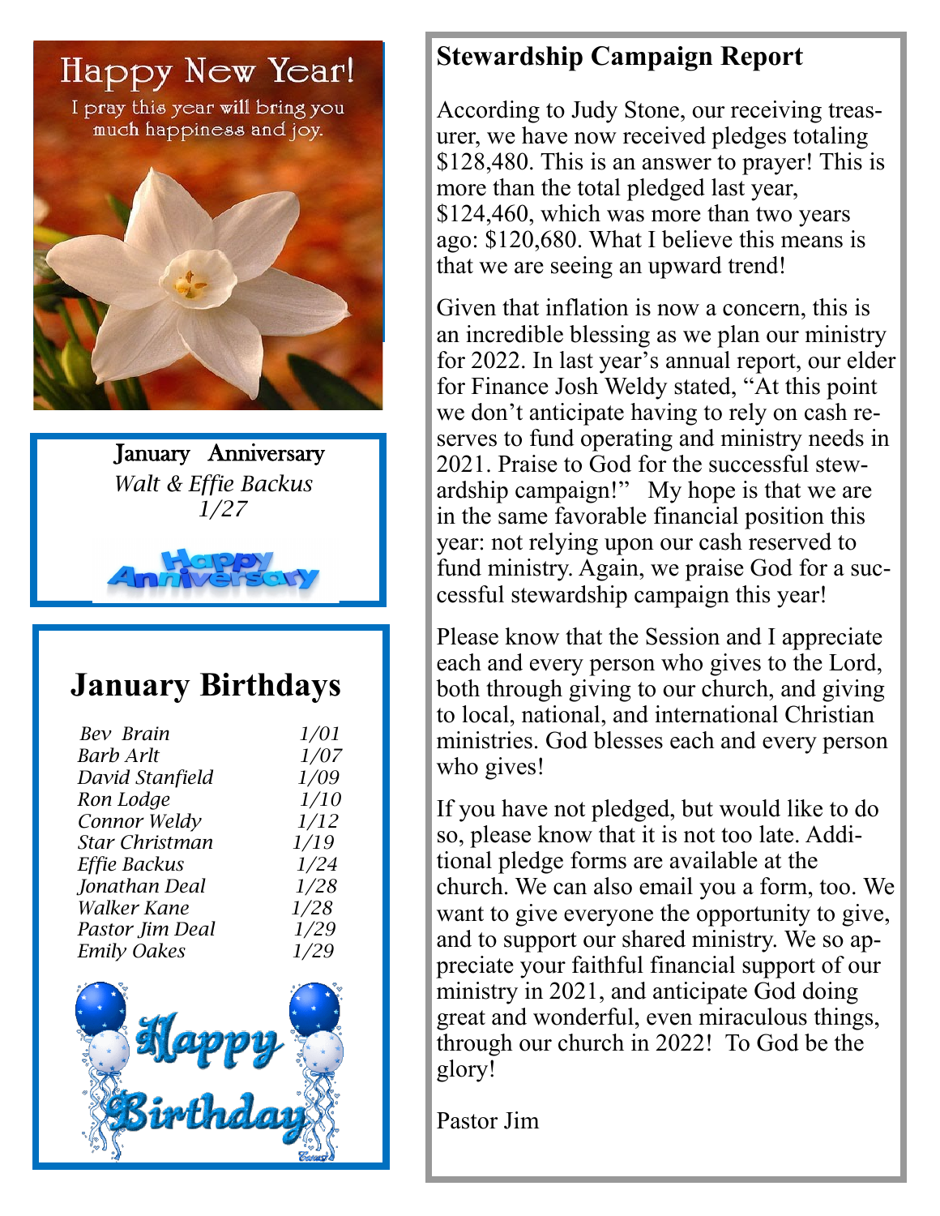Happy New Year!

I pray this year will bring you much happiness and joy.

January Anniversary

*Walt & Effie Backus*
*1/27*

Happy Anniversary

## January Birthdays

| | |
|---|---|
| *Bev Brain* | *1/01* |
| *Barb Arlt* | *1/07* |
| *David Stanfield* | *1/09* |
| *Ron Lodge* | *1/10* |
| *Connor Weldy* | *1/12* |
| *Star Christman* | *1/19* |
| *Effie Backus* | *1/24* |
| *Jonathan Deal* | *1/28* |
| *Walker Kane* | *1/28* |
| *Pastor Jim Deal* | *1/29* |
| *Emily Oakes* | *1/29* |

Happy Birthday

## Stewardship Campaign Report

According to Judy Stone, our receiving treasurer, we have now received pledges totaling $128,480. This is an answer to prayer! This is more than the total pledged last year, $124,460, which was more than two years ago: $120,680. What I believe this means is that we are seeing an upward trend!

Given that inflation is now a concern, this is an incredible blessing as we plan our ministry for 2022. In last year's annual report, our elder for Finance Josh Weldy stated, "At this point we don't anticipate having to rely on cash reserves to fund operating and ministry needs in 2021. Praise to God for the successful stewardship campaign!" My hope is that we are in the same favorable financial position this year: not relying upon our cash reserved to fund ministry. Again, we praise God for a successful stewardship campaign this year!

Please know that the Session and I appreciate each and every person who gives to the Lord, both through giving to our church, and giving to local, national, and international Christian ministries. God blesses each and every person who gives!

If you have not pledged, but would like to do so, please know that it is not too late. Additional pledge forms are available at the church. We can also email you a form, too. We want to give everyone the opportunity to give, and to support our shared ministry. We so appreciate your faithful financial support of our ministry in 2021, and anticipate God doing great and wonderful, even miraculous things, through our church in 2022! To God be the glory!

Pastor Jim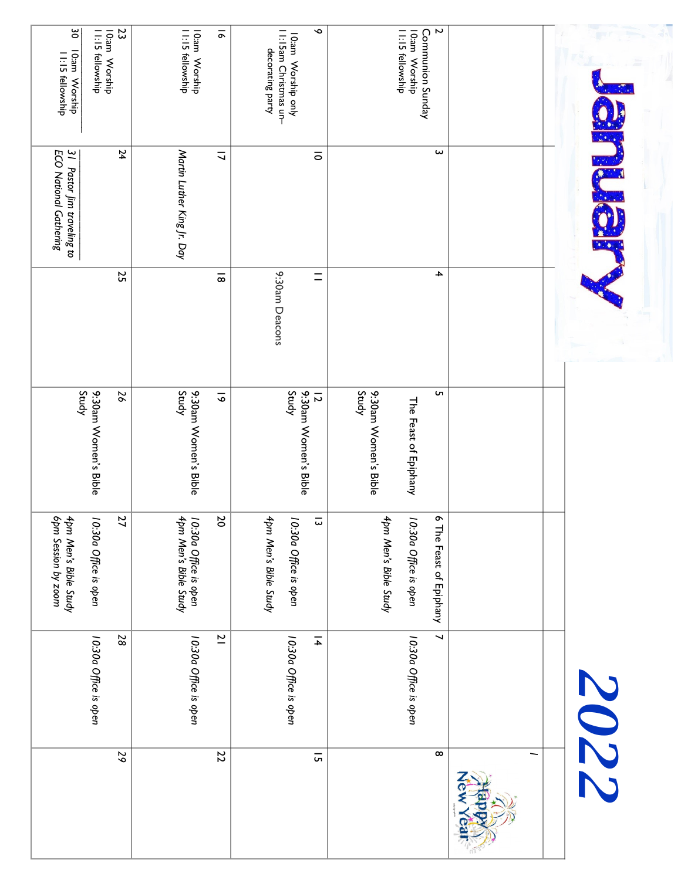# January 2022

| | | | | | | |
|---|---|---|---|---|---|---|
| | | | | | | 1 |
| 2 Communion Sunday 10am Worship 11:15 fellowship | 3 | 4 | 5 The Feast of Epiphany 9:30am Women's Bible Study | 6 The Feast of Epiphany *10:30a Office is open* *4pm Men's Bible Study* | 7 *10:30a Office is open* | 8 |
| 9 10am Worship only 11:15am Christmas un-decorating party | 10 | 11 9:30am Deacons | 12 9:30am Women's Bible Study | 13 *10:30a Office is open* *4pm Men's Bible Study* | 14 *10:30a Office is open* | 15 |
| 16 10am Worship 11:15 fellowship | 17 *Martin Luther King Jr. Day* | 18 | 19 9:30am Women's Bible Study | 20 *10:30a Office is open* *4pm Men's Bible Study* | 21 *10:30a Office is open* | 22 |
| 23 10am Worship 11:15 fellowship / 30 10am Worship 11:15 fellowship | 24 / *31 Pastor Jim traveling to ECO National Gathering* | 25 | 26 9:30am Women's Bible Study | 27 *10:30a Office is open* *4pm Men's Bible Study* *6pm Session by zoom* | 28 *10:30a Office is open* | 29 |